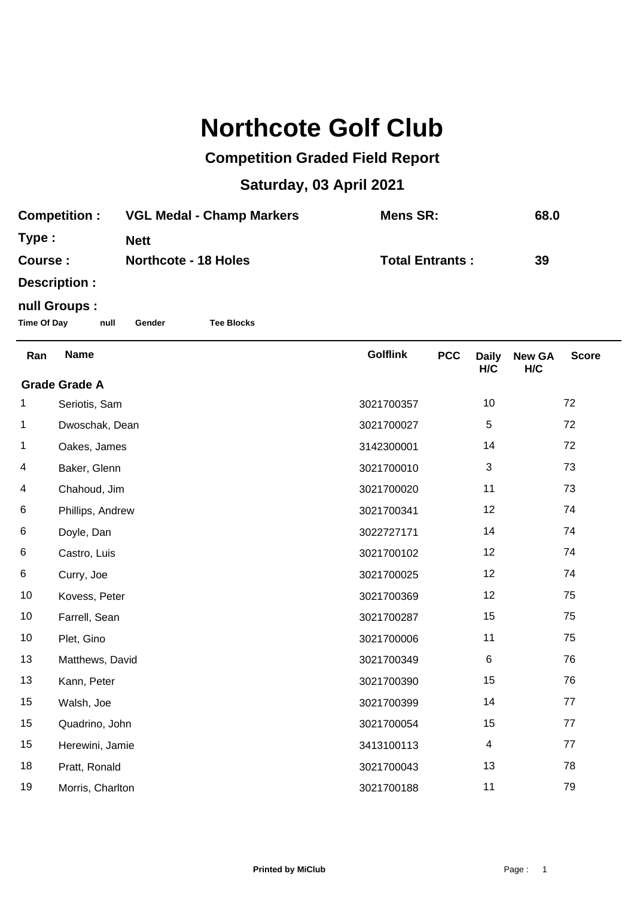# Northcote Golf Club

## Competition Graded Field Report

## Saturday, 03 April 2021

| | | | |
|---|---|---|---|
| **Competition :** | **VGL Medal - Champ Markers** | **Mens SR:** | **68.0** |
| **Type :** | **Nett** | | |
| **Course :** | **Northcote - 18 Holes** | **Total Entrants :** | **39** |
| **Description :** | | | |

**null Groups :**

**Time Of Day** **null** **Gender** **Tee Blocks**

| Ran | Name | Golflink | PCC | Daily H/C | New GA H/C | Score |
|---|---|---|---|---|---|---|
| **Grade Grade A** | | | | | | |
| 1 | Seriotis, Sam | 3021700357 | | 10 | | 72 |
| 1 | Dwoschak, Dean | 3021700027 | | 5 | | 72 |
| 1 | Oakes, James | 3142300001 | | 14 | | 72 |
| 4 | Baker, Glenn | 3021700010 | | 3 | | 73 |
| 4 | Chahoud, Jim | 3021700020 | | 11 | | 73 |
| 6 | Phillips, Andrew | 3021700341 | | 12 | | 74 |
| 6 | Doyle, Dan | 3022727171 | | 14 | | 74 |
| 6 | Castro, Luis | 3021700102 | | 12 | | 74 |
| 6 | Curry, Joe | 3021700025 | | 12 | | 74 |
| 10 | Kovess, Peter | 3021700369 | | 12 | | 75 |
| 10 | Farrell, Sean | 3021700287 | | 15 | | 75 |
| 10 | Plet, Gino | 3021700006 | | 11 | | 75 |
| 13 | Matthews, David | 3021700349 | | 6 | | 76 |
| 13 | Kann, Peter | 3021700390 | | 15 | | 76 |
| 15 | Walsh, Joe | 3021700399 | | 14 | | 77 |
| 15 | Quadrino, John | 3021700054 | | 15 | | 77 |
| 15 | Herewini, Jamie | 3413100113 | | 4 | | 77 |
| 18 | Pratt, Ronald | 3021700043 | | 13 | | 78 |
| 19 | Morris, Charlton | 3021700188 | | 11 | | 79 |

Printed by MiClub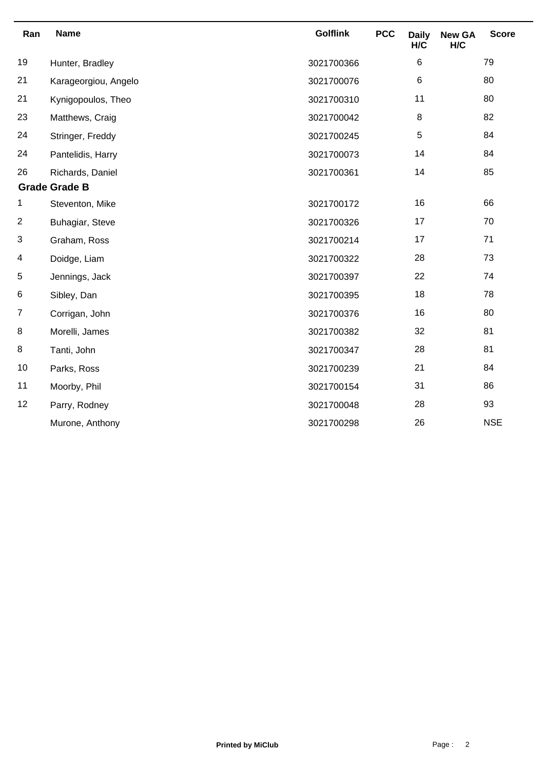| Ran | Name | Golflink | PCC | Daily H/C | New GA H/C | Score |
|---|---|---|---|---|---|---|
| 19 | Hunter, Bradley | 3021700366 | | 6 | | 79 |
| 21 | Karageorgiou, Angelo | 3021700076 | | 6 | | 80 |
| 21 | Kynigopoulos, Theo | 3021700310 | | 11 | | 80 |
| 23 | Matthews, Craig | 3021700042 | | 8 | | 82 |
| 24 | Stringer, Freddy | 3021700245 | | 5 | | 84 |
| 24 | Pantelidis, Harry | 3021700073 | | 14 | | 84 |
| 26 | Richards, Daniel | 3021700361 | | 14 | | 85 |
| **Grade Grade B** | | | | | | |
| 1 | Steventon, Mike | 3021700172 | | 16 | | 66 |
| 2 | Buhagiar, Steve | 3021700326 | | 17 | | 70 |
| 3 | Graham, Ross | 3021700214 | | 17 | | 71 |
| 4 | Doidge, Liam | 3021700322 | | 28 | | 73 |
| 5 | Jennings, Jack | 3021700397 | | 22 | | 74 |
| 6 | Sibley, Dan | 3021700395 | | 18 | | 78 |
| 7 | Corrigan, John | 3021700376 | | 16 | | 80 |
| 8 | Morelli, James | 3021700382 | | 32 | | 81 |
| 8 | Tanti, John | 3021700347 | | 28 | | 81 |
| 10 | Parks, Ross | 3021700239 | | 21 | | 84 |
| 11 | Moorby, Phil | 3021700154 | | 31 | | 86 |
| 12 | Parry, Rodney | 3021700048 | | 28 | | 93 |
| | Murone, Anthony | 3021700298 | | 26 | | NSE |

**Printed by MiClub**